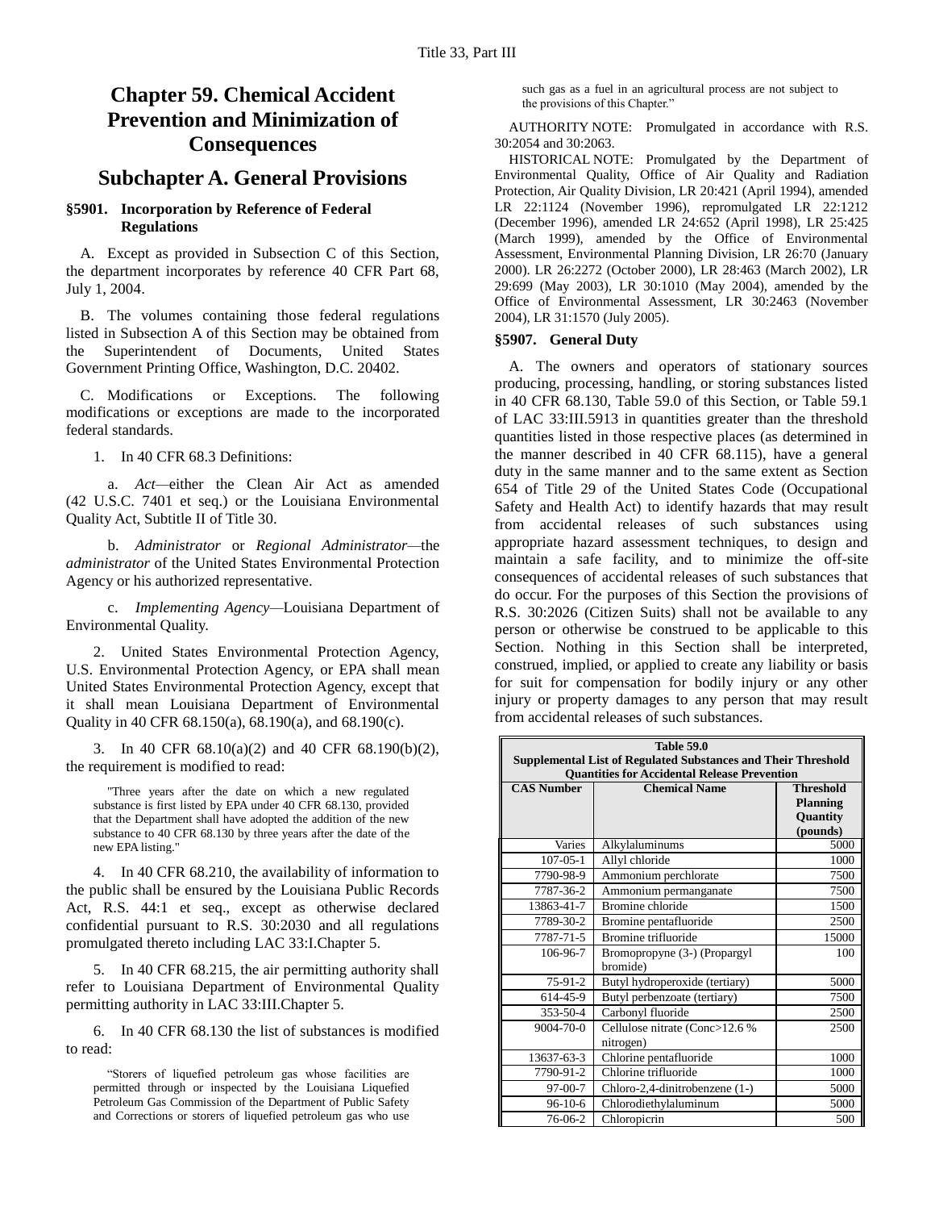# Chapter 59. Chemical Accident Prevention and Minimization of Consequences

## Subchapter A. General Provisions

### §5901. Incorporation by Reference of Federal Regulations

A. Except as provided in Subsection C of this Section, the department incorporates by reference 40 CFR Part 68, July 1, 2004.

B. The volumes containing those federal regulations listed in Subsection A of this Section may be obtained from the Superintendent of Documents, United States Government Printing Office, Washington, D.C. 20402.

C. Modifications or Exceptions. The following modifications or exceptions are made to the incorporated federal standards.

1. In 40 CFR 68.3 Definitions:

a. *Act*—either the Clean Air Act as amended (42 U.S.C. 7401 et seq.) or the Louisiana Environmental Quality Act, Subtitle II of Title 30.

b. *Administrator* or *Regional Administrator*—the *administrator* of the United States Environmental Protection Agency or his authorized representative.

c. *Implementing Agency*—Louisiana Department of Environmental Quality.

2. United States Environmental Protection Agency, U.S. Environmental Protection Agency, or EPA shall mean United States Environmental Protection Agency, except that it shall mean Louisiana Department of Environmental Quality in 40 CFR 68.150(a), 68.190(a), and 68.190(c).

3. In 40 CFR 68.10(a)(2) and 40 CFR 68.190(b)(2), the requirement is modified to read:

> "Three years after the date on which a new regulated substance is first listed by EPA under 40 CFR 68.130, provided that the Department shall have adopted the addition of the new substance to 40 CFR 68.130 by three years after the date of the new EPA listing."

4. In 40 CFR 68.210, the availability of information to the public shall be ensured by the Louisiana Public Records Act, R.S. 44:1 et seq., except as otherwise declared confidential pursuant to R.S. 30:2030 and all regulations promulgated thereto including LAC 33:I.Chapter 5.

5. In 40 CFR 68.215, the air permitting authority shall refer to Louisiana Department of Environmental Quality permitting authority in LAC 33:III.Chapter 5.

6. In 40 CFR 68.130 the list of substances is modified to read:

> "Storers of liquefied petroleum gas whose facilities are permitted through or inspected by the Louisiana Liquefied Petroleum Gas Commission of the Department of Public Safety and Corrections or storers of liquefied petroleum gas who use such gas as a fuel in an agricultural process are not subject to the provisions of this Chapter."

AUTHORITY NOTE: Promulgated in accordance with R.S. 30:2054 and 30:2063.

HISTORICAL NOTE: Promulgated by the Department of Environmental Quality, Office of Air Quality and Radiation Protection, Air Quality Division, LR 20:421 (April 1994), amended LR 22:1124 (November 1996), repromulgated LR 22:1212 (December 1996), amended LR 24:652 (April 1998), LR 25:425 (March 1999), amended by the Office of Environmental Assessment, Environmental Planning Division, LR 26:70 (January 2000). LR 26:2272 (October 2000), LR 28:463 (March 2002), LR 29:699 (May 2003), LR 30:1010 (May 2004), amended by the Office of Environmental Assessment, LR 30:2463 (November 2004), LR 31:1570 (July 2005).

### §5907. General Duty

A. The owners and operators of stationary sources producing, processing, handling, or storing substances listed in 40 CFR 68.130, Table 59.0 of this Section, or Table 59.1 of LAC 33:III.5913 in quantities greater than the threshold quantities listed in those respective places (as determined in the manner described in 40 CFR 68.115), have a general duty in the same manner and to the same extent as Section 654 of Title 29 of the United States Code (Occupational Safety and Health Act) to identify hazards that may result from accidental releases of such substances using appropriate hazard assessment techniques, to design and maintain a safe facility, and to minimize the off-site consequences of accidental releases of such substances that do occur. For the purposes of this Section the provisions of R.S. 30:2026 (Citizen Suits) shall not be available to any person or otherwise be construed to be applicable to this Section. Nothing in this Section shall be interpreted, construed, implied, or applied to create any liability or basis for suit for compensation for bodily injury or any other injury or property damages to any person that may result from accidental releases of such substances.

**Table 59.0**
**Supplemental List of Regulated Substances and Their Threshold Quantities for Accidental Release Prevention**

| CAS Number | Chemical Name | Threshold Planning Quantity (pounds) |
|---|---|---|
| Varies | Alkylaluminums | 5000 |
| 107-05-1 | Allyl chloride | 1000 |
| 7790-98-9 | Ammonium perchlorate | 7500 |
| 7787-36-2 | Ammonium permanganate | 7500 |
| 13863-41-7 | Bromine chloride | 1500 |
| 7789-30-2 | Bromine pentafluoride | 2500 |
| 7787-71-5 | Bromine trifluoride | 15000 |
| 106-96-7 | Bromopropyne (3-) (Propargyl bromide) | 100 |
| 75-91-2 | Butyl hydroperoxide (tertiary) | 5000 |
| 614-45-9 | Butyl perbenzoate (tertiary) | 7500 |
| 353-50-4 | Carbonyl fluoride | 2500 |
| 9004-70-0 | Cellulose nitrate (Conc>12.6 % nitrogen) | 2500 |
| 13637-63-3 | Chlorine pentafluoride | 1000 |
| 7790-91-2 | Chlorine trifluoride | 1000 |
| 97-00-7 | Chloro-2,4-dinitrobenzene (1-) | 5000 |
| 96-10-6 | Chlorodiethylaluminum | 5000 |
| 76-06-2 | Chloropicrin | 500 |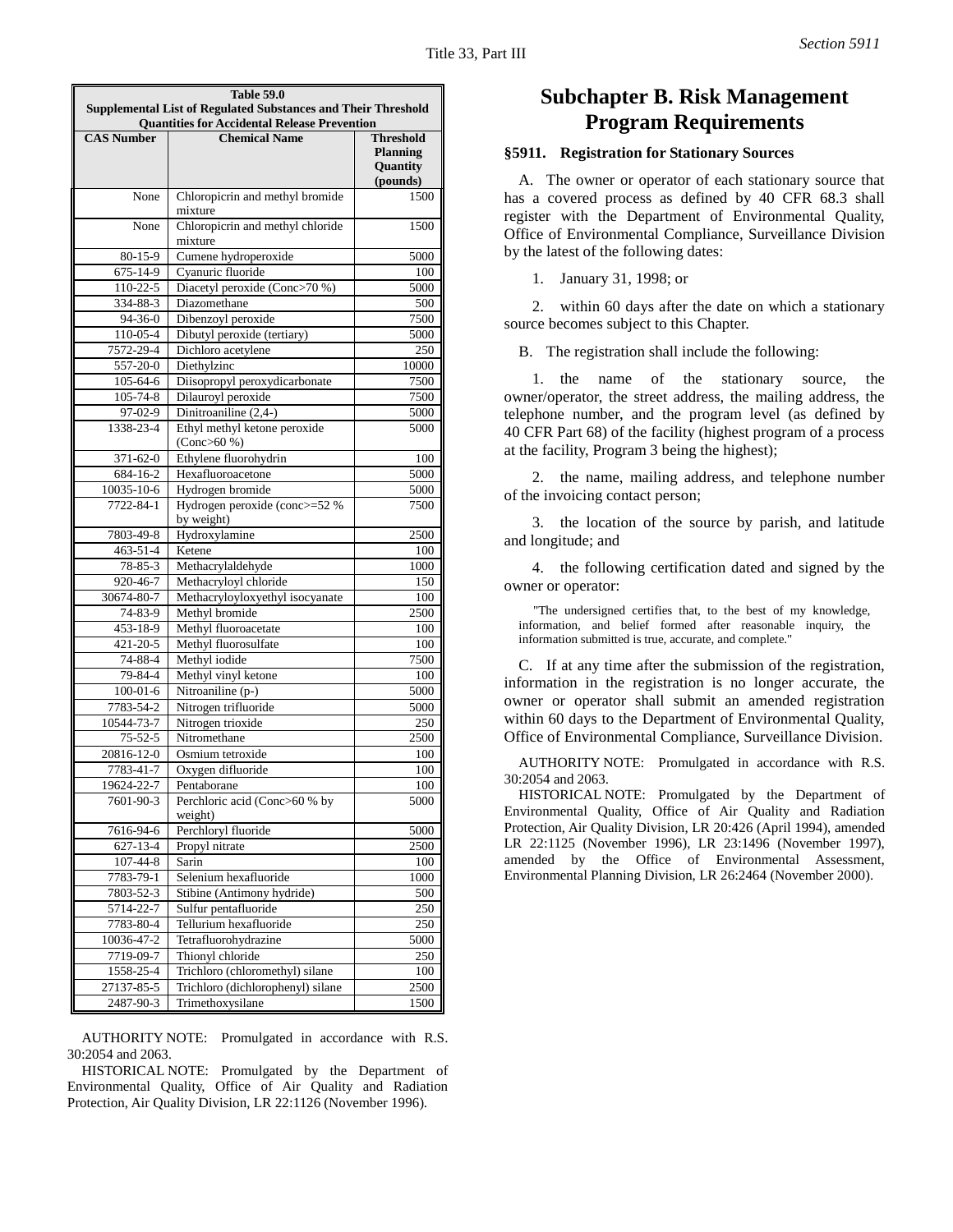**Table 59.0**
**Supplemental List of Regulated Substances and Their Threshold Quantities for Accidental Release Prevention**

| CAS Number | Chemical Name | Threshold Planning Quantity (pounds) |
|---|---|---|
| None | Chloropicrin and methyl bromide mixture | 1500 |
| None | Chloropicrin and methyl chloride mixture | 1500 |
| 80-15-9 | Cumene hydroperoxide | 5000 |
| 675-14-9 | Cyanuric fluoride | 100 |
| 110-22-5 | Diacetyl peroxide (Conc>70 %) | 5000 |
| 334-88-3 | Diazomethane | 500 |
| 94-36-0 | Dibenzoyl peroxide | 7500 |
| 110-05-4 | Dibutyl peroxide (tertiary) | 5000 |
| 7572-29-4 | Dichloro acetylene | 250 |
| 557-20-0 | Diethylzinc | 10000 |
| 105-64-6 | Diisopropyl peroxydicarbonate | 7500 |
| 105-74-8 | Dilauroyl peroxide | 7500 |
| 97-02-9 | Dinitroaniline (2,4-) | 5000 |
| 1338-23-4 | Ethyl methyl ketone peroxide (Conc>60 %) | 5000 |
| 371-62-0 | Ethylene fluorohydrin | 100 |
| 684-16-2 | Hexafluoroacetone | 5000 |
| 10035-10-6 | Hydrogen bromide | 5000 |
| 7722-84-1 | Hydrogen peroxide (conc>=52 % by weight) | 7500 |
| 7803-49-8 | Hydroxylamine | 2500 |
| 463-51-4 | Ketene | 100 |
| 78-85-3 | Methacrylaldehyde | 1000 |
| 920-46-7 | Methacryloyl chloride | 150 |
| 30674-80-7 | Methacryloyloxyethyl isocyanate | 100 |
| 74-83-9 | Methyl bromide | 2500 |
| 453-18-9 | Methyl fluoroacetate | 100 |
| 421-20-5 | Methyl fluorosulfate | 100 |
| 74-88-4 | Methyl iodide | 7500 |
| 79-84-4 | Methyl vinyl ketone | 100 |
| 100-01-6 | Nitroaniline (p-) | 5000 |
| 7783-54-2 | Nitrogen trifluoride | 5000 |
| 10544-73-7 | Nitrogen trioxide | 250 |
| 75-52-5 | Nitromethane | 2500 |
| 20816-12-0 | Osmium tetroxide | 100 |
| 7783-41-7 | Oxygen difluoride | 100 |
| 19624-22-7 | Pentaborane | 100 |
| 7601-90-3 | Perchloric acid (Conc>60 % by weight) | 5000 |
| 7616-94-6 | Perchloryl fluoride | 5000 |
| 627-13-4 | Propyl nitrate | 2500 |
| 107-44-8 | Sarin | 100 |
| 7783-79-1 | Selenium hexafluoride | 1000 |
| 7803-52-3 | Stibine (Antimony hydride) | 500 |
| 5714-22-7 | Sulfur pentafluoride | 250 |
| 7783-80-4 | Tellurium hexafluoride | 250 |
| 10036-47-2 | Tetrafluorohydrazine | 5000 |
| 7719-09-7 | Thionyl chloride | 250 |
| 1558-25-4 | Trichloro (chloromethyl) silane | 100 |
| 27137-85-5 | Trichloro (dichlorophenyl) silane | 2500 |
| 2487-90-3 | Trimethoxysilane | 1500 |

AUTHORITY NOTE: Promulgated in accordance with R.S. 30:2054 and 2063.

HISTORICAL NOTE: Promulgated by the Department of Environmental Quality, Office of Air Quality and Radiation Protection, Air Quality Division, LR 22:1126 (November 1996).

# Subchapter B. Risk Management Program Requirements

## §5911. Registration for Stationary Sources

A. The owner or operator of each stationary source that has a covered process as defined by 40 CFR 68.3 shall register with the Department of Environmental Quality, Office of Environmental Compliance, Surveillance Division by the latest of the following dates:

1. January 31, 1998; or

2. within 60 days after the date on which a stationary source becomes subject to this Chapter.

B. The registration shall include the following:

1. the name of the stationary source, the owner/operator, the street address, the mailing address, the telephone number, and the program level (as defined by 40 CFR Part 68) of the facility (highest program of a process at the facility, Program 3 being the highest);

2. the name, mailing address, and telephone number of the invoicing contact person;

3. the location of the source by parish, and latitude and longitude; and

4. the following certification dated and signed by the owner or operator:

> "The undersigned certifies that, to the best of my knowledge, information, and belief formed after reasonable inquiry, the information submitted is true, accurate, and complete."

C. If at any time after the submission of the registration, information in the registration is no longer accurate, the owner or operator shall submit an amended registration within 60 days to the Department of Environmental Quality, Office of Environmental Compliance, Surveillance Division.

AUTHORITY NOTE: Promulgated in accordance with R.S. 30:2054 and 2063.

HISTORICAL NOTE: Promulgated by the Department of Environmental Quality, Office of Air Quality and Radiation Protection, Air Quality Division, LR 20:426 (April 1994), amended LR 22:1125 (November 1996), LR 23:1496 (November 1997), amended by the Office of Environmental Assessment, Environmental Planning Division, LR 26:2464 (November 2000).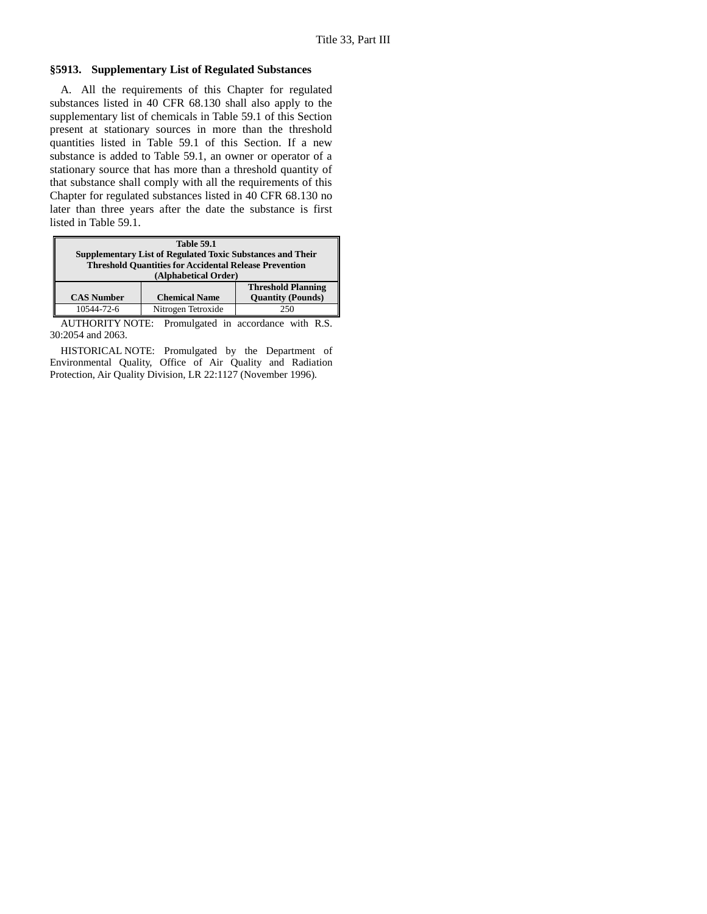### §5913. Supplementary List of Regulated Substances

A. All the requirements of this Chapter for regulated substances listed in 40 CFR 68.130 shall also apply to the supplementary list of chemicals in Table 59.1 of this Section present at stationary sources in more than the threshold quantities listed in Table 59.1 of this Section. If a new substance is added to Table 59.1, an owner or operator of a stationary source that has more than a threshold quantity of that substance shall comply with all the requirements of this Chapter for regulated substances listed in 40 CFR 68.130 no later than three years after the date the substance is first listed in Table 59.1.

**Table 59.1**
**Supplementary List of Regulated Toxic Substances and Their Threshold Quantities for Accidental Release Prevention (Alphabetical Order)**

| CAS Number | Chemical Name | Threshold Planning Quantity (Pounds) |
|---|---|---|
| 10544-72-6 | Nitrogen Tetroxide | 250 |

AUTHORITY NOTE: Promulgated in accordance with R.S. 30:2054 and 2063.

HISTORICAL NOTE: Promulgated by the Department of Environmental Quality, Office of Air Quality and Radiation Protection, Air Quality Division, LR 22:1127 (November 1996).